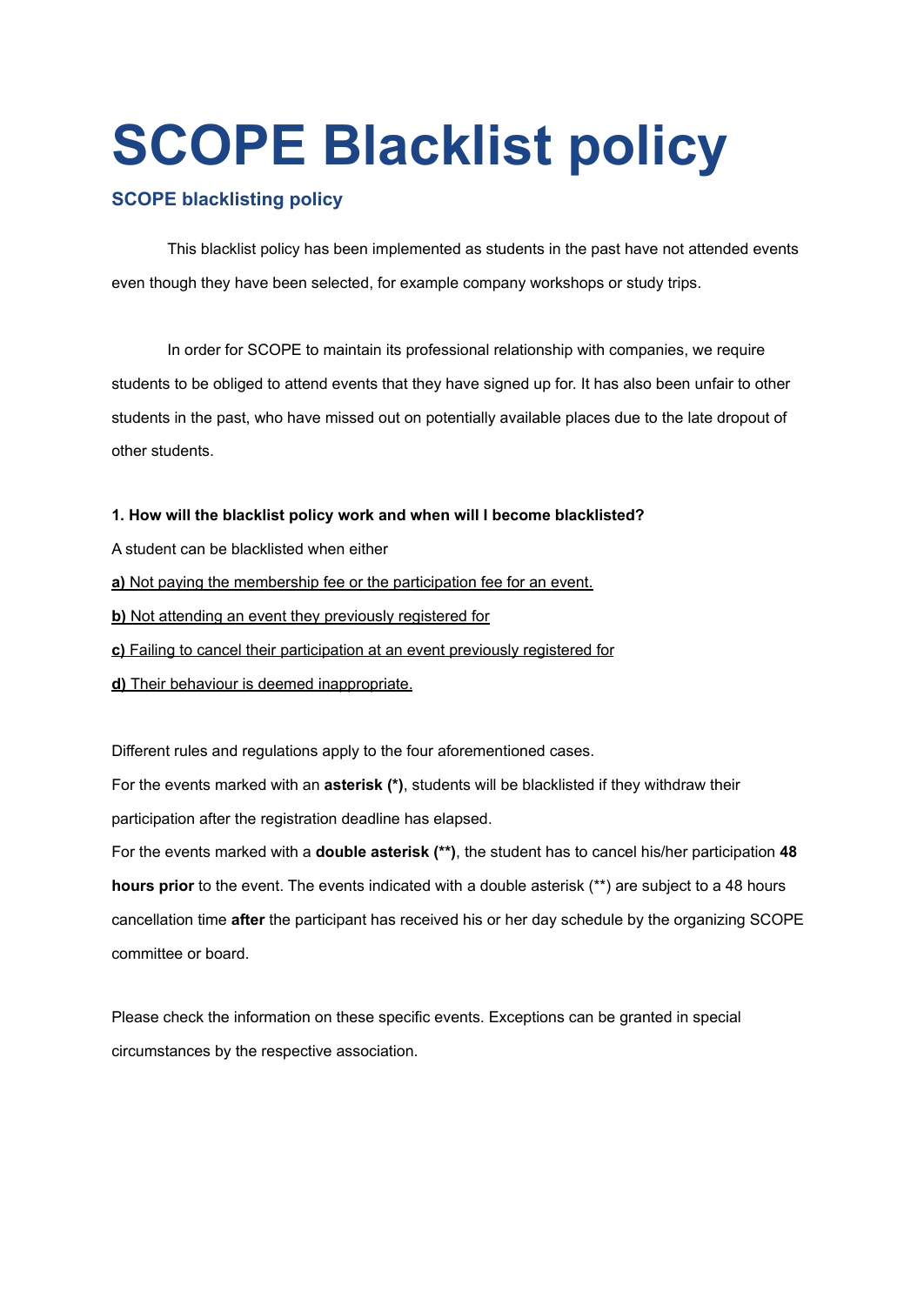# SCOPE Blacklist policy

## SCOPE blacklisting policy

This blacklist policy has been implemented as students in the past have not attended events even though they have been selected, for example company workshops or study trips.

In order for SCOPE to maintain its professional relationship with companies, we require students to be obliged to attend events that they have signed up for. It has also been unfair to other students in the past, who have missed out on potentially available places due to the late dropout of other students.

**1. How will the blacklist policy work and when will I become blacklisted?**

A student can be blacklisted when either

**a)** Not paying the membership fee or the participation fee for an event.

**b)** Not attending an event they previously registered for

**c)** Failing to cancel their participation at an event previously registered for

**d)** Their behaviour is deemed inappropriate.

Different rules and regulations apply to the four aforementioned cases.

For the events marked with an **asterisk (*)**, students will be blacklisted if they withdraw their participation after the registration deadline has elapsed.

For the events marked with a **double asterisk (**)**, the student has to cancel his/her participation **48 hours prior** to the event. The events indicated with a double asterisk (**) are subject to a 48 hours cancellation time **after** the participant has received his or her day schedule by the organizing SCOPE committee or board.

Please check the information on these specific events. Exceptions can be granted in special circumstances by the respective association.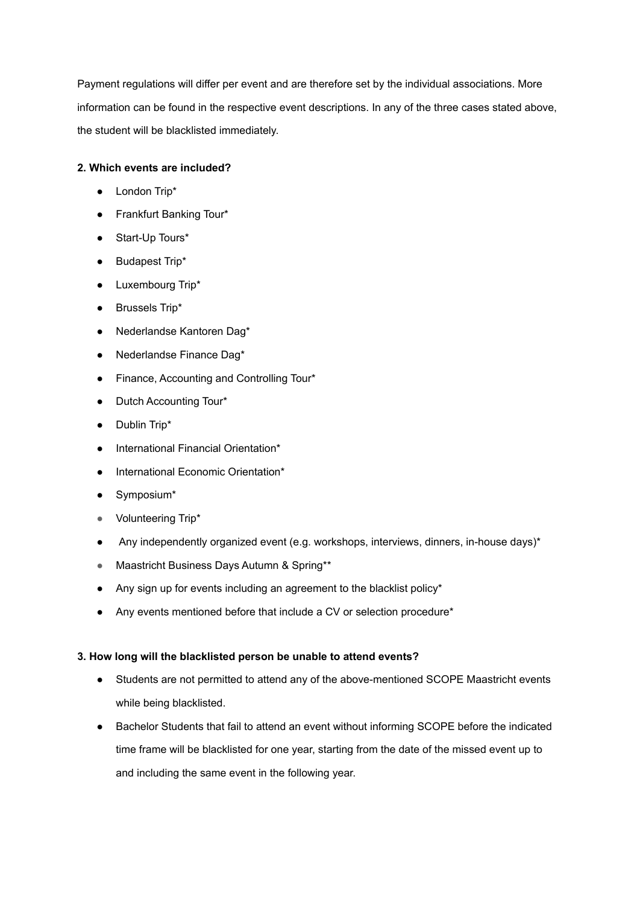Payment regulations will differ per event and are therefore set by the individual associations. More information can be found in the respective event descriptions. In any of the three cases stated above, the student will be blacklisted immediately.

**2. Which events are included?**

- London Trip*
- Frankfurt Banking Tour*
- Start-Up Tours*
- Budapest Trip*
- Luxembourg Trip*
- Brussels Trip*
- Nederlandse Kantoren Dag*
- Nederlandse Finance Dag*
- Finance, Accounting and Controlling Tour*
- Dutch Accounting Tour*
- Dublin Trip*
- International Financial Orientation*
- International Economic Orientation*
- Symposium*
- Volunteering Trip*
- Any independently organized event (e.g. workshops, interviews, dinners, in-house days)*
- Maastricht Business Days Autumn & Spring**
- Any sign up for events including an agreement to the blacklist policy*
- Any events mentioned before that include a CV or selection procedure*

**3. How long will the blacklisted person be unable to attend events?**

- Students are not permitted to attend any of the above-mentioned SCOPE Maastricht events while being blacklisted.
- Bachelor Students that fail to attend an event without informing SCOPE before the indicated time frame will be blacklisted for one year, starting from the date of the missed event up to and including the same event in the following year.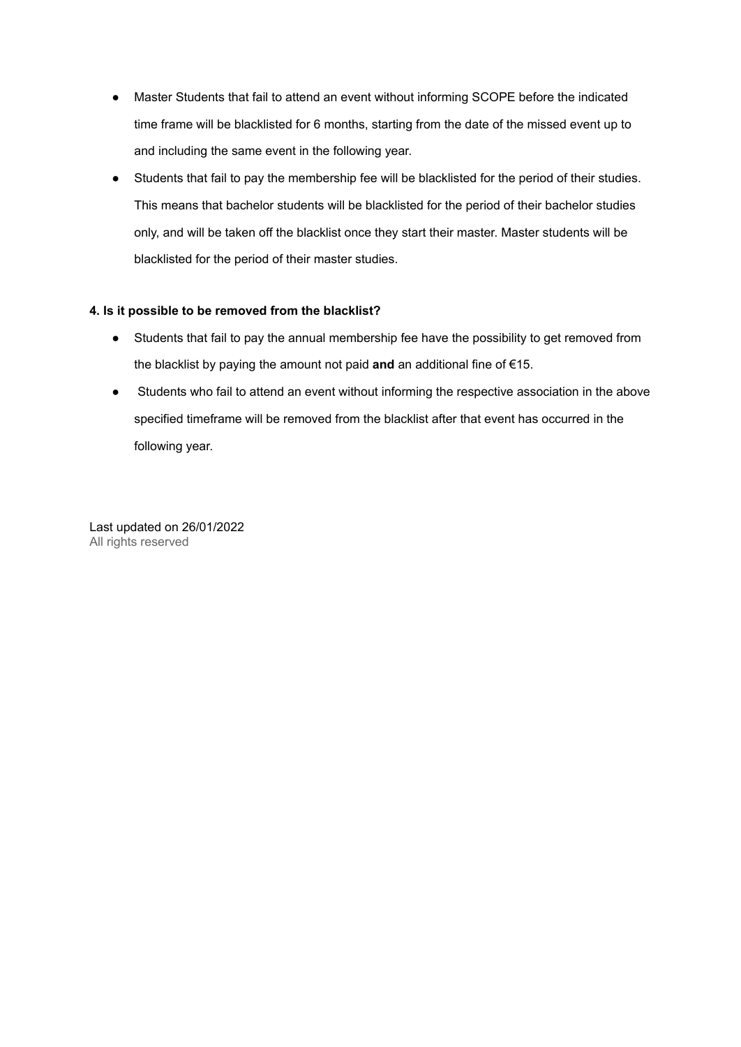- Master Students that fail to attend an event without informing SCOPE before the indicated time frame will be blacklisted for 6 months, starting from the date of the missed event up to and including the same event in the following year.
- Students that fail to pay the membership fee will be blacklisted for the period of their studies. This means that bachelor students will be blacklisted for the period of their bachelor studies only, and will be taken off the blacklist once they start their master. Master students will be blacklisted for the period of their master studies.

**4. Is it possible to be removed from the blacklist?**

- Students that fail to pay the annual membership fee have the possibility to get removed from the blacklist by paying the amount not paid **and** an additional fine of €15.
- Students who fail to attend an event without informing the respective association in the above specified timeframe will be removed from the blacklist after that event has occurred in the following year.

Last updated on 26/01/2022
All rights reserved